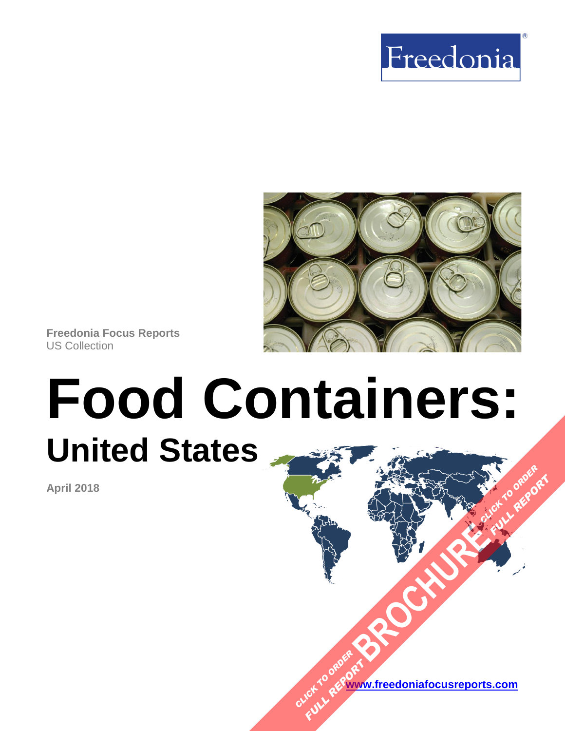Freedonia

**Freedonia Focus Reports**
US Collection

# Food Containers:
## United States

**April 2018**

CLICK TO ORDER FULL REPORT BROCHURE CLICK TO ORDER FULL REPORT

[www.freedoniafocusreports.com](http://www.freedoniafocusreports.com)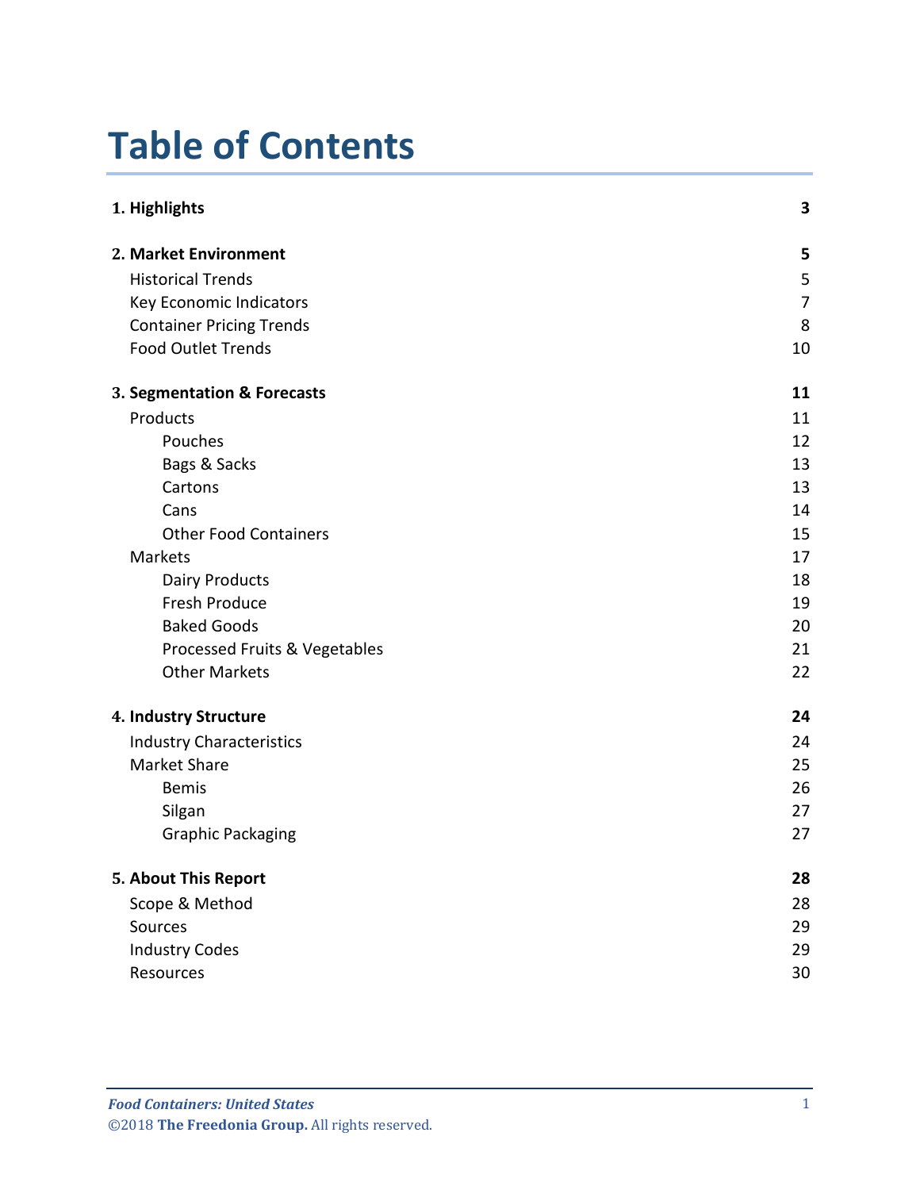# Table of Contents

| | |
|---|---|
| **1. Highlights** | **3** |
| **2. Market Environment** | **5** |
| Historical Trends | 5 |
| Key Economic Indicators | 7 |
| Container Pricing Trends | 8 |
| Food Outlet Trends | 10 |
| **3. Segmentation & Forecasts** | **11** |
| Products | 11 |
| Pouches | 12 |
| Bags & Sacks | 13 |
| Cartons | 13 |
| Cans | 14 |
| Other Food Containers | 15 |
| Markets | 17 |
| Dairy Products | 18 |
| Fresh Produce | 19 |
| Baked Goods | 20 |
| Processed Fruits & Vegetables | 21 |
| Other Markets | 22 |
| **4. Industry Structure** | **24** |
| Industry Characteristics | 24 |
| Market Share | 25 |
| Bemis | 26 |
| Silgan | 27 |
| Graphic Packaging | 27 |
| **5. About This Report** | **28** |
| Scope & Method | 28 |
| Sources | 29 |
| Industry Codes | 29 |
| Resources | 30 |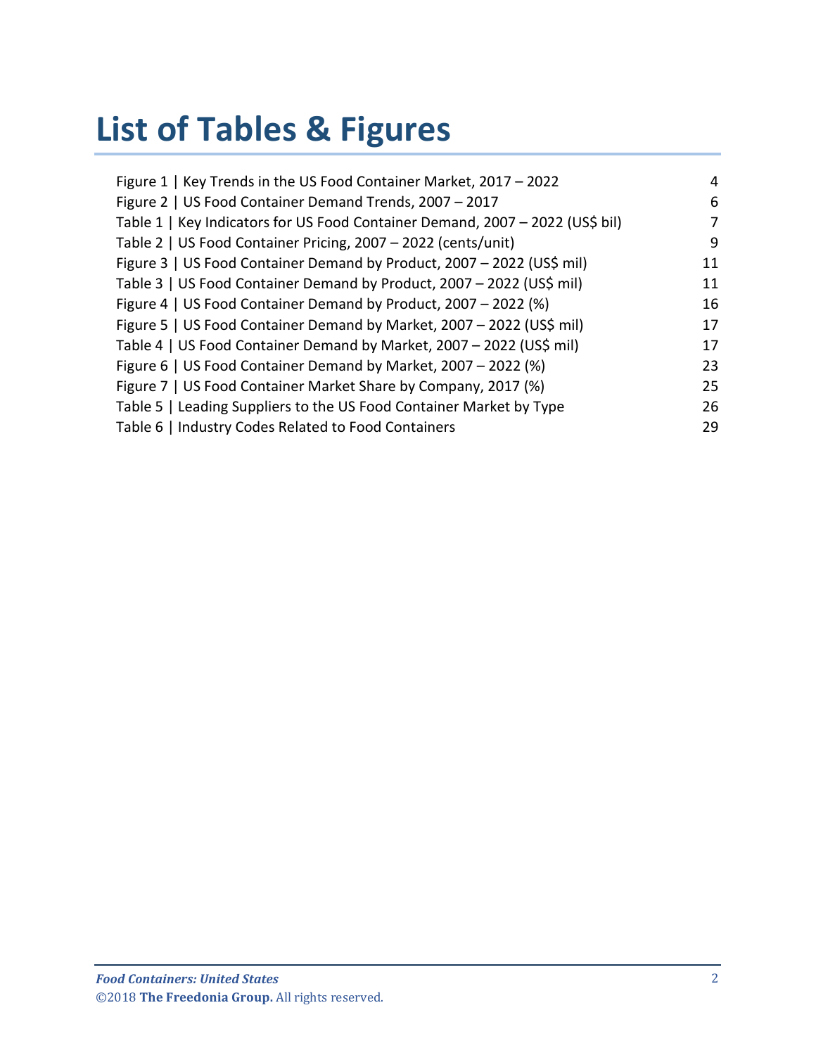# List of Tables & Figures

| | |
|---|---|
| Figure 1 \| Key Trends in the US Food Container Market, 2017 – 2022 | 4 |
| Figure 2 \| US Food Container Demand Trends, 2007 – 2017 | 6 |
| Table 1 \| Key Indicators for US Food Container Demand, 2007 – 2022 (US$ bil) | 7 |
| Table 2 \| US Food Container Pricing, 2007 – 2022 (cents/unit) | 9 |
| Figure 3 \| US Food Container Demand by Product, 2007 – 2022 (US$ mil) | 11 |
| Table 3 \| US Food Container Demand by Product, 2007 – 2022 (US$ mil) | 11 |
| Figure 4 \| US Food Container Demand by Product, 2007 – 2022 (%) | 16 |
| Figure 5 \| US Food Container Demand by Market, 2007 – 2022 (US$ mil) | 17 |
| Table 4 \| US Food Container Demand by Market, 2007 – 2022 (US$ mil) | 17 |
| Figure 6 \| US Food Container Demand by Market, 2007 – 2022 (%) | 23 |
| Figure 7 \| US Food Container Market Share by Company, 2017 (%) | 25 |
| Table 5 \| Leading Suppliers to the US Food Container Market by Type | 26 |
| Table 6 \| Industry Codes Related to Food Containers | 29 |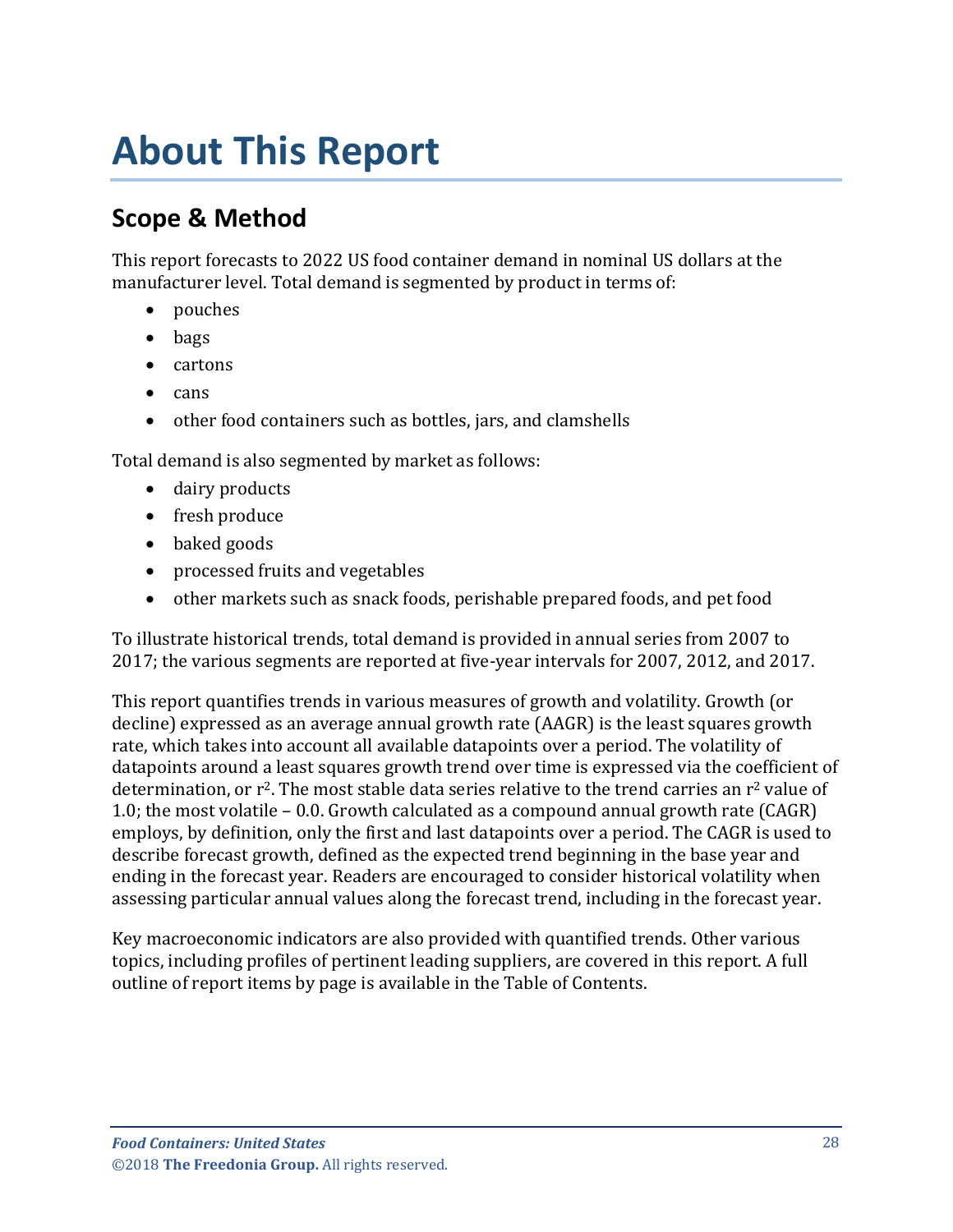# About This Report

## Scope & Method

This report forecasts to 2022 US food container demand in nominal US dollars at the manufacturer level. Total demand is segmented by product in terms of:

- pouches
- bags
- cartons
- cans
- other food containers such as bottles, jars, and clamshells

Total demand is also segmented by market as follows:

- dairy products
- fresh produce
- baked goods
- processed fruits and vegetables
- other markets such as snack foods, perishable prepared foods, and pet food

To illustrate historical trends, total demand is provided in annual series from 2007 to 2017; the various segments are reported at five-year intervals for 2007, 2012, and 2017.

This report quantifies trends in various measures of growth and volatility. Growth (or decline) expressed as an average annual growth rate (AAGR) is the least squares growth rate, which takes into account all available datapoints over a period. The volatility of datapoints around a least squares growth trend over time is expressed via the coefficient of determination, or $r^2$. The most stable data series relative to the trend carries an $r^2$ value of 1.0; the most volatile – 0.0. Growth calculated as a compound annual growth rate (CAGR) employs, by definition, only the first and last datapoints over a period. The CAGR is used to describe forecast growth, defined as the expected trend beginning in the base year and ending in the forecast year. Readers are encouraged to consider historical volatility when assessing particular annual values along the forecast trend, including in the forecast year.

Key macroeconomic indicators are also provided with quantified trends. Other various topics, including profiles of pertinent leading suppliers, are covered in this report. A full outline of report items by page is available in the Table of Contents.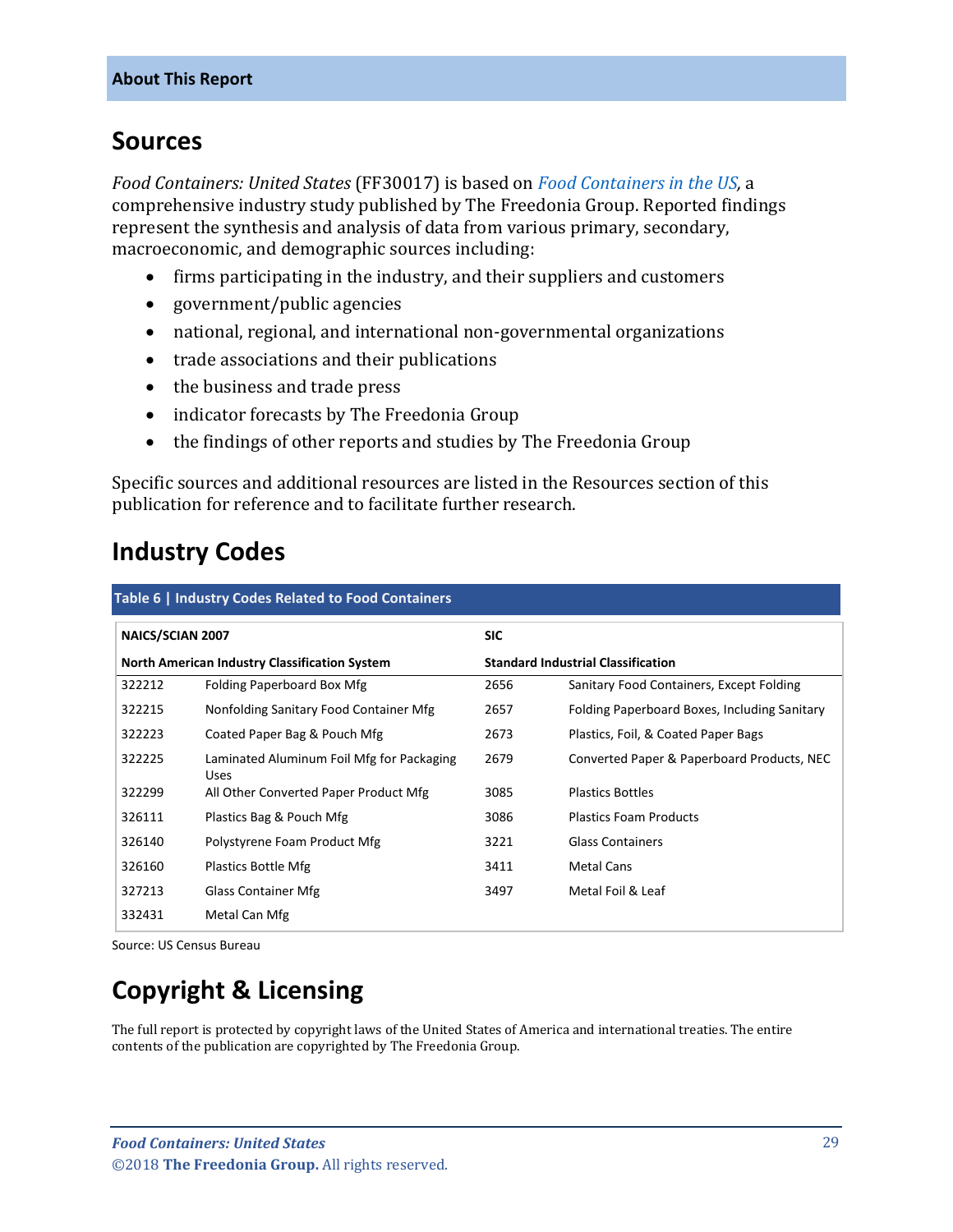## About This Report

## Sources

*Food Containers: United States* (FF30017) is based on *Food Containers in the US,* a comprehensive industry study published by The Freedonia Group. Reported findings represent the synthesis and analysis of data from various primary, secondary, macroeconomic, and demographic sources including:

- firms participating in the industry, and their suppliers and customers
- government/public agencies
- national, regional, and international non-governmental organizations
- trade associations and their publications
- the business and trade press
- indicator forecasts by The Freedonia Group
- the findings of other reports and studies by The Freedonia Group

Specific sources and additional resources are listed in the Resources section of this publication for reference and to facilitate further research.

## Industry Codes

**Table 6 | Industry Codes Related to Food Containers**

| NAICS/SCIAN 2007 | | SIC | |
|---|---|---|---|
| **North American Industry Classification System** | | **Standard Industrial Classification** | |
| 322212 | Folding Paperboard Box Mfg | 2656 | Sanitary Food Containers, Except Folding |
| 322215 | Nonfolding Sanitary Food Container Mfg | 2657 | Folding Paperboard Boxes, Including Sanitary |
| 322223 | Coated Paper Bag & Pouch Mfg | 2673 | Plastics, Foil, & Coated Paper Bags |
| 322225 | Laminated Aluminum Foil Mfg for Packaging Uses | 2679 | Converted Paper & Paperboard Products, NEC |
| 322299 | All Other Converted Paper Product Mfg | 3085 | Plastics Bottles |
| 326111 | Plastics Bag & Pouch Mfg | 3086 | Plastics Foam Products |
| 326140 | Polystyrene Foam Product Mfg | 3221 | Glass Containers |
| 326160 | Plastics Bottle Mfg | 3411 | Metal Cans |
| 327213 | Glass Container Mfg | 3497 | Metal Foil & Leaf |
| 332431 | Metal Can Mfg | | |

Source: US Census Bureau

## Copyright & Licensing

The full report is protected by copyright laws of the United States of America and international treaties. The entire contents of the publication are copyrighted by The Freedonia Group.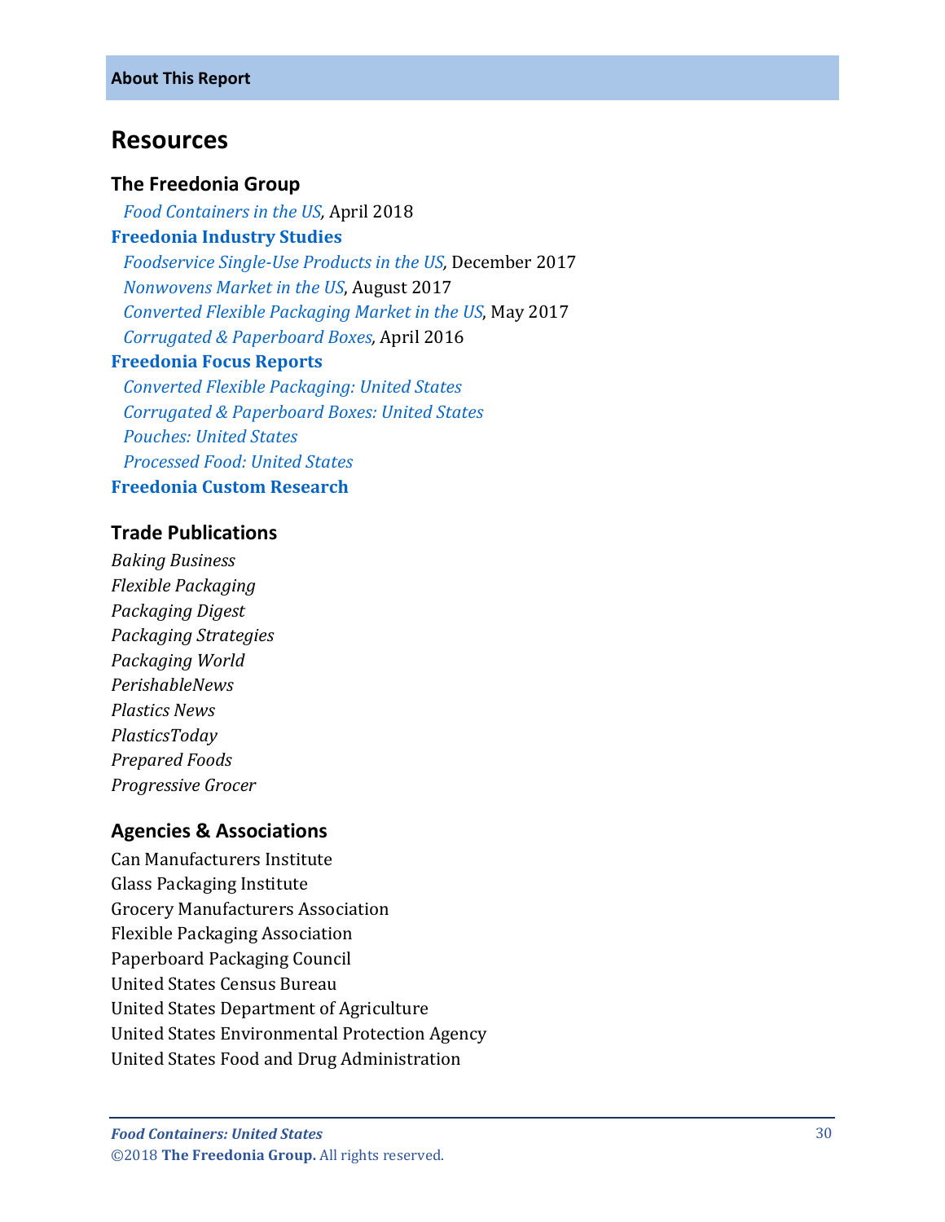**About This Report**

## Resources

### The Freedonia Group

*Food Containers in the US*, April 2018

**Freedonia Industry Studies**

*Foodservice Single-Use Products in the US*, December 2017
*Nonwovens Market in the US*, August 2017
*Converted Flexible Packaging Market in the US*, May 2017
*Corrugated & Paperboard Boxes*, April 2016

**Freedonia Focus Reports**

*Converted Flexible Packaging: United States*
*Corrugated & Paperboard Boxes: United States*
*Pouches: United States*
*Processed Food: United States*

**Freedonia Custom Research**

### Trade Publications

*Baking Business*
*Flexible Packaging*
*Packaging Digest*
*Packaging Strategies*
*Packaging World*
*PerishableNews*
*Plastics News*
*PlasticsToday*
*Prepared Foods*
*Progressive Grocer*

### Agencies & Associations

Can Manufacturers Institute
Glass Packaging Institute
Grocery Manufacturers Association
Flexible Packaging Association
Paperboard Packaging Council
United States Census Bureau
United States Department of Agriculture
United States Environmental Protection Agency
United States Food and Drug Administration